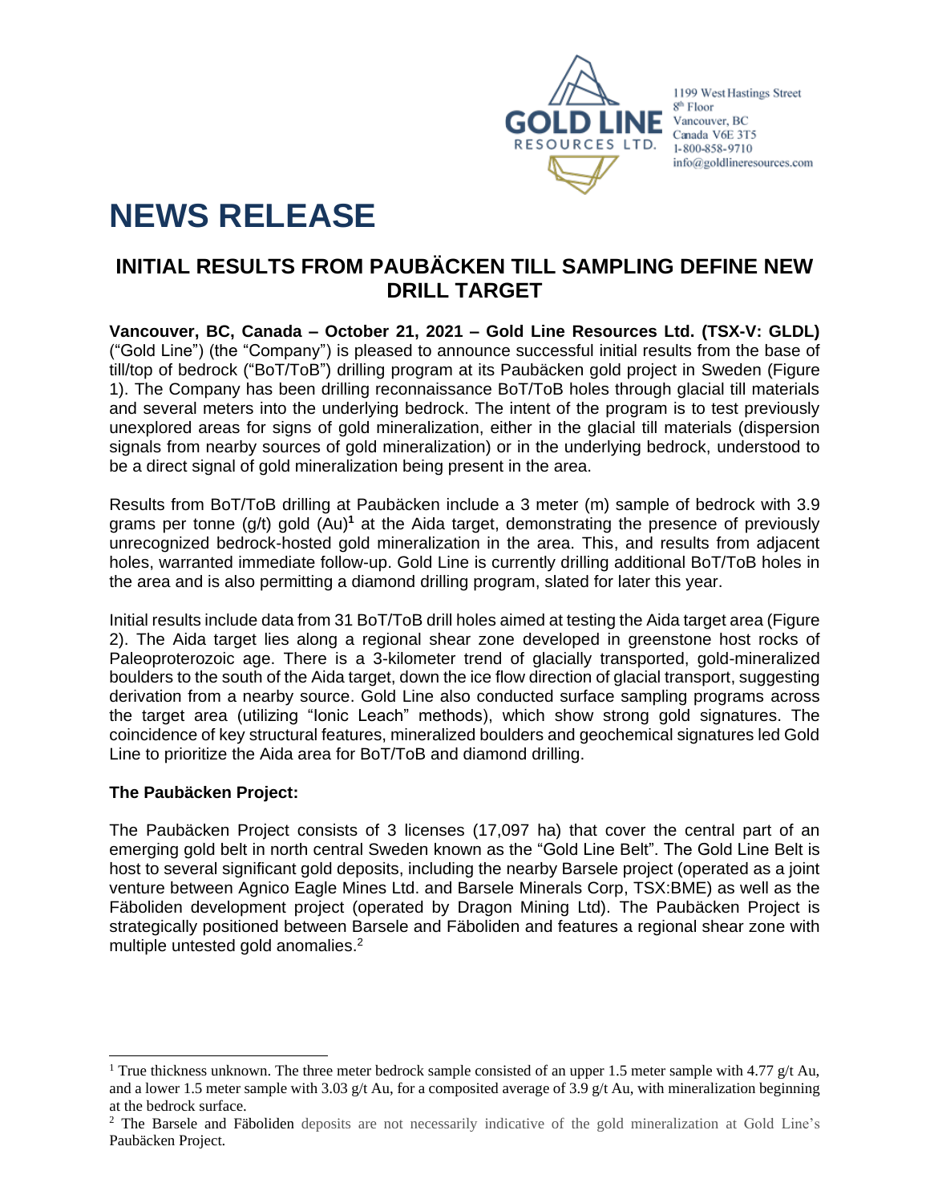1199 West Hastings Street
8th Floor
Vancouver, BC
Canada V6E 3T5
1-800-858-9710
info@goldlineresources.com

# NEWS RELEASE

## INITIAL RESULTS FROM PAUBÄCKEN TILL SAMPLING DEFINE NEW DRILL TARGET

**Vancouver, BC, Canada – October 21, 2021 – Gold Line Resources Ltd. (TSX-V: GLDL)** ("Gold Line") (the "Company") is pleased to announce successful initial results from the base of till/top of bedrock ("BoT/ToB") drilling program at its Paubäcken gold project in Sweden (Figure 1). The Company has been drilling reconnaissance BoT/ToB holes through glacial till materials and several meters into the underlying bedrock. The intent of the program is to test previously unexplored areas for signs of gold mineralization, either in the glacial till materials (dispersion signals from nearby sources of gold mineralization) or in the underlying bedrock, understood to be a direct signal of gold mineralization being present in the area.

Results from BoT/ToB drilling at Paubäcken include a 3 meter (m) sample of bedrock with 3.9 grams per tonne (g/t) gold (Au)[1] at the Aida target, demonstrating the presence of previously unrecognized bedrock-hosted gold mineralization in the area. This, and results from adjacent holes, warranted immediate follow-up. Gold Line is currently drilling additional BoT/ToB holes in the area and is also permitting a diamond drilling program, slated for later this year.

Initial results include data from 31 BoT/ToB drill holes aimed at testing the Aida target area (Figure 2). The Aida target lies along a regional shear zone developed in greenstone host rocks of Paleoproterozoic age. There is a 3-kilometer trend of glacially transported, gold-mineralized boulders to the south of the Aida target, down the ice flow direction of glacial transport, suggesting derivation from a nearby source. Gold Line also conducted surface sampling programs across the target area (utilizing "Ionic Leach" methods), which show strong gold signatures. The coincidence of key structural features, mineralized boulders and geochemical signatures led Gold Line to prioritize the Aida area for BoT/ToB and diamond drilling.

**The Paubäcken Project:**

The Paubäcken Project consists of 3 licenses (17,097 ha) that cover the central part of an emerging gold belt in north central Sweden known as the "Gold Line Belt". The Gold Line Belt is host to several significant gold deposits, including the nearby Barsele project (operated as a joint venture between Agnico Eagle Mines Ltd. and Barsele Minerals Corp, TSX:BME) as well as the Fäboliden development project (operated by Dragon Mining Ltd). The Paubäcken Project is strategically positioned between Barsele and Fäboliden and features a regional shear zone with multiple untested gold anomalies.[2]

---

[1] True thickness unknown. The three meter bedrock sample consisted of an upper 1.5 meter sample with 4.77 g/t Au, and a lower 1.5 meter sample with 3.03 g/t Au, for a composited average of 3.9 g/t Au, with mineralization beginning at the bedrock surface.

[2] The Barsele and Fäboliden deposits are not necessarily indicative of the gold mineralization at Gold Line's Paubäcken Project.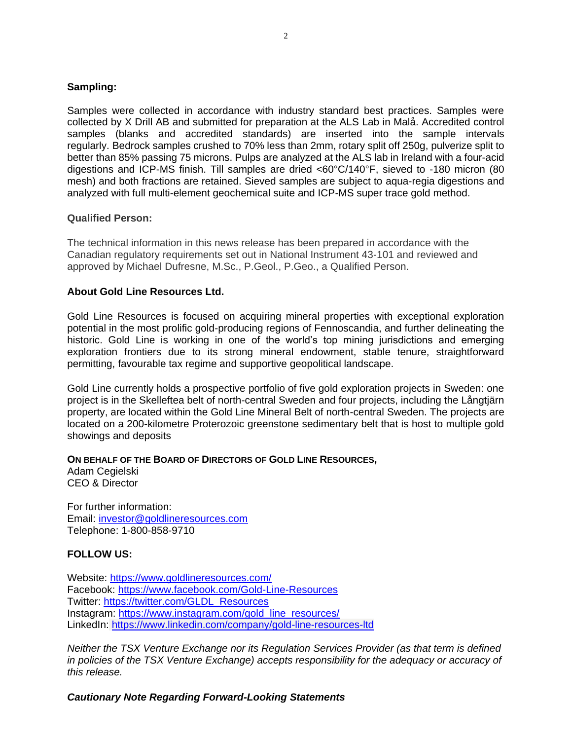**Sampling:**

Samples were collected in accordance with industry standard best practices. Samples were collected by X Drill AB and submitted for preparation at the ALS Lab in Malå. Accredited control samples (blanks and accredited standards) are inserted into the sample intervals regularly. Bedrock samples crushed to 70% less than 2mm, rotary split off 250g, pulverize split to better than 85% passing 75 microns. Pulps are analyzed at the ALS lab in Ireland with a four-acid digestions and ICP-MS finish. Till samples are dried <60°C/140°F, sieved to -180 micron (80 mesh) and both fractions are retained. Sieved samples are subject to aqua-regia digestions and analyzed with full multi-element geochemical suite and ICP-MS super trace gold method.

**Qualified Person:**

The technical information in this news release has been prepared in accordance with the Canadian regulatory requirements set out in National Instrument 43-101 and reviewed and approved by Michael Dufresne, M.Sc., P.Geol., P.Geo., a Qualified Person.

**About Gold Line Resources Ltd.**

Gold Line Resources is focused on acquiring mineral properties with exceptional exploration potential in the most prolific gold-producing regions of Fennoscandia, and further delineating the historic. Gold Line is working in one of the world's top mining jurisdictions and emerging exploration frontiers due to its strong mineral endowment, stable tenure, straightforward permitting, favourable tax regime and supportive geopolitical landscape.

Gold Line currently holds a prospective portfolio of five gold exploration projects in Sweden: one project is in the Skelleftea belt of north-central Sweden and four projects, including the Långtjärn property, are located within the Gold Line Mineral Belt of north-central Sweden. The projects are located on a 200-kilometre Proterozoic greenstone sedimentary belt that is host to multiple gold showings and deposits

**ON BEHALF OF THE BOARD OF DIRECTORS OF GOLD LINE RESOURCES,**
Adam Cegielski
CEO & Director

For further information:
Email: investor@goldlineresources.com
Telephone: 1-800-858-9710

**FOLLOW US:**

Website: https://www.goldlineresources.com/
Facebook: https://www.facebook.com/Gold-Line-Resources
Twitter: https://twitter.com/GLDL_Resources
Instagram: https://www.instagram.com/gold_line_resources/
LinkedIn: https://www.linkedin.com/company/gold-line-resources-ltd

*Neither the TSX Venture Exchange nor its Regulation Services Provider (as that term is defined in policies of the TSX Venture Exchange) accepts responsibility for the adequacy or accuracy of this release.*

***Cautionary Note Regarding Forward-Looking Statements***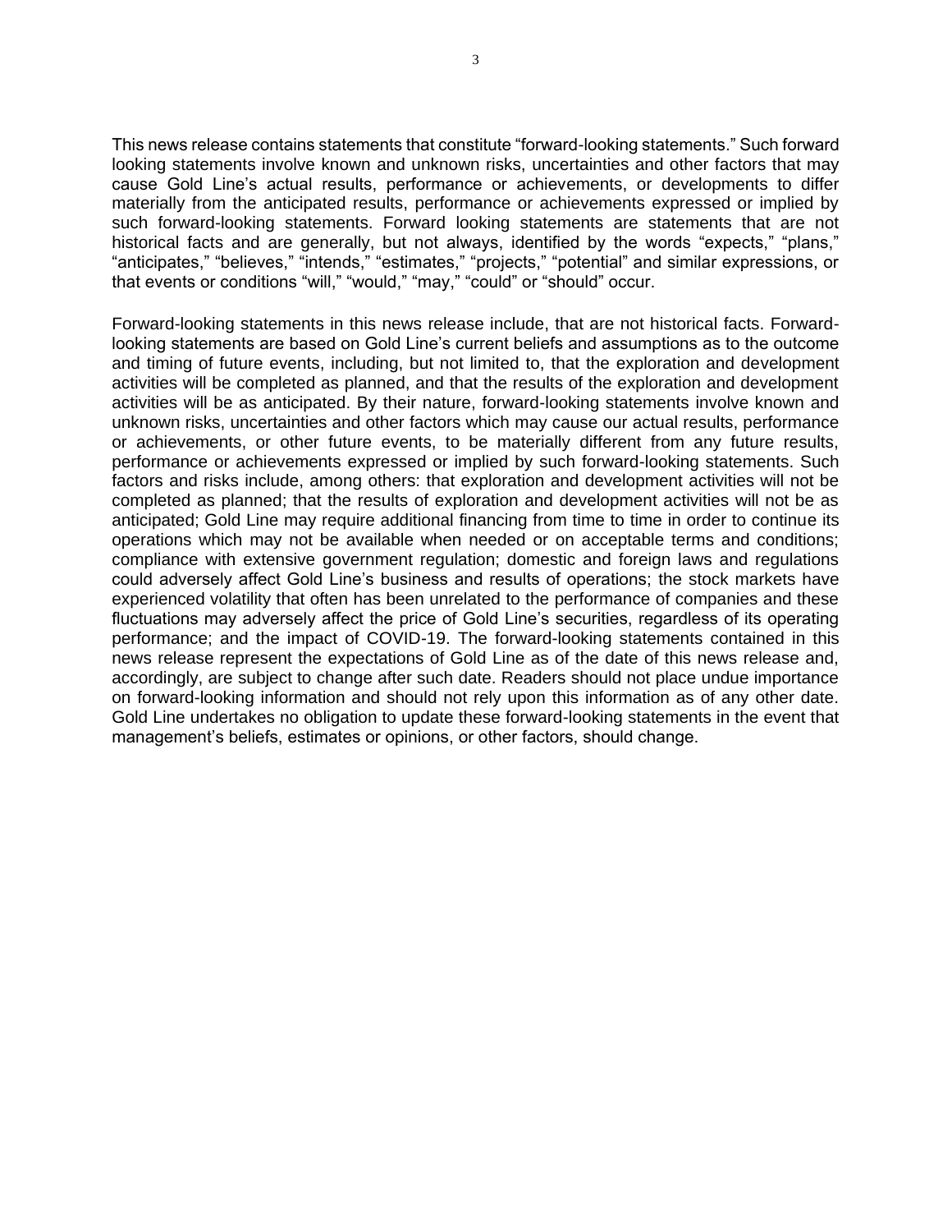This news release contains statements that constitute "forward-looking statements." Such forward looking statements involve known and unknown risks, uncertainties and other factors that may cause Gold Line's actual results, performance or achievements, or developments to differ materially from the anticipated results, performance or achievements expressed or implied by such forward-looking statements. Forward looking statements are statements that are not historical facts and are generally, but not always, identified by the words "expects," "plans," "anticipates," "believes," "intends," "estimates," "projects," "potential" and similar expressions, or that events or conditions "will," "would," "may," "could" or "should" occur.

Forward-looking statements in this news release include, that are not historical facts. Forward-looking statements are based on Gold Line's current beliefs and assumptions as to the outcome and timing of future events, including, but not limited to, that the exploration and development activities will be completed as planned, and that the results of the exploration and development activities will be as anticipated. By their nature, forward-looking statements involve known and unknown risks, uncertainties and other factors which may cause our actual results, performance or achievements, or other future events, to be materially different from any future results, performance or achievements expressed or implied by such forward-looking statements. Such factors and risks include, among others: that exploration and development activities will not be completed as planned; that the results of exploration and development activities will not be as anticipated; Gold Line may require additional financing from time to time in order to continue its operations which may not be available when needed or on acceptable terms and conditions; compliance with extensive government regulation; domestic and foreign laws and regulations could adversely affect Gold Line's business and results of operations; the stock markets have experienced volatility that often has been unrelated to the performance of companies and these fluctuations may adversely affect the price of Gold Line's securities, regardless of its operating performance; and the impact of COVID-19. The forward-looking statements contained in this news release represent the expectations of Gold Line as of the date of this news release and, accordingly, are subject to change after such date. Readers should not place undue importance on forward-looking information and should not rely upon this information as of any other date. Gold Line undertakes no obligation to update these forward-looking statements in the event that management's beliefs, estimates or opinions, or other factors, should change.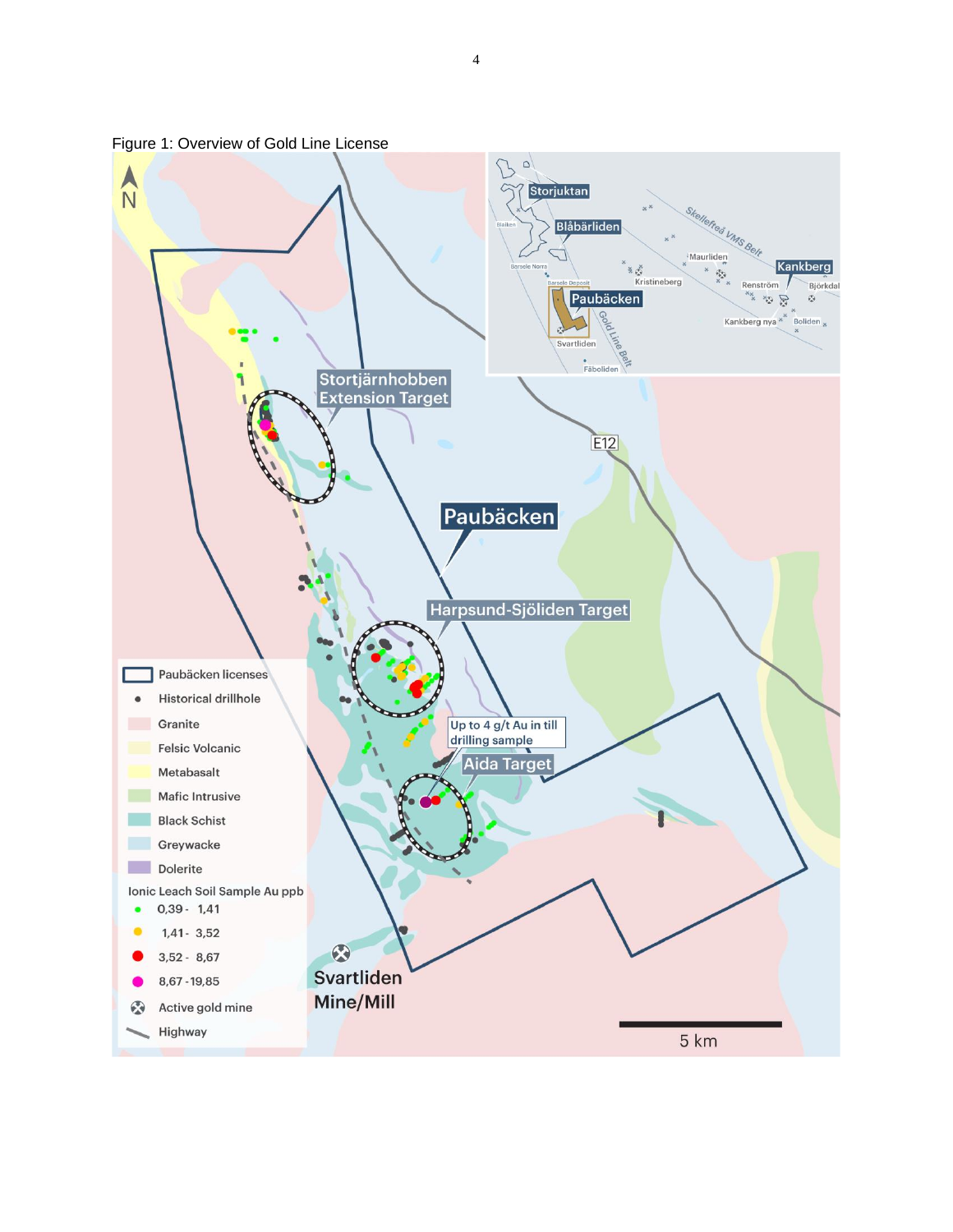Figure 1: Overview of Gold Line License

N

Stortjärnhobben Extension Target

Paubäcken

Harpsund-Sjöliden Target

Up to 4 g/t Au in till drilling sample

Aida Target

E12

Svartliden Mine/Mill

5 km

Paubäcken licenses
Historical drillhole
Granite
Felsic Volcanic
Metabasalt
Mafic Intrusive
Black Schist
Greywacke
Dolerite
Ionic Leach Soil Sample Au ppb
0,39 - 1,41
1,41 - 3,52
3,52 - 8,67
8,67 - 19,85
Active gold mine
Highway

Storjuktan
Blaiken
Blåbärliden
Barsele Norra
Barsele Deposit
Paubäcken
Svartliden
Gold Line Belt
Fäboliden
Kristineberg
Maurliden
Skellefteå VMS Belt
Kankberg
Renström
Björkdal
Kankberg nya
Boliden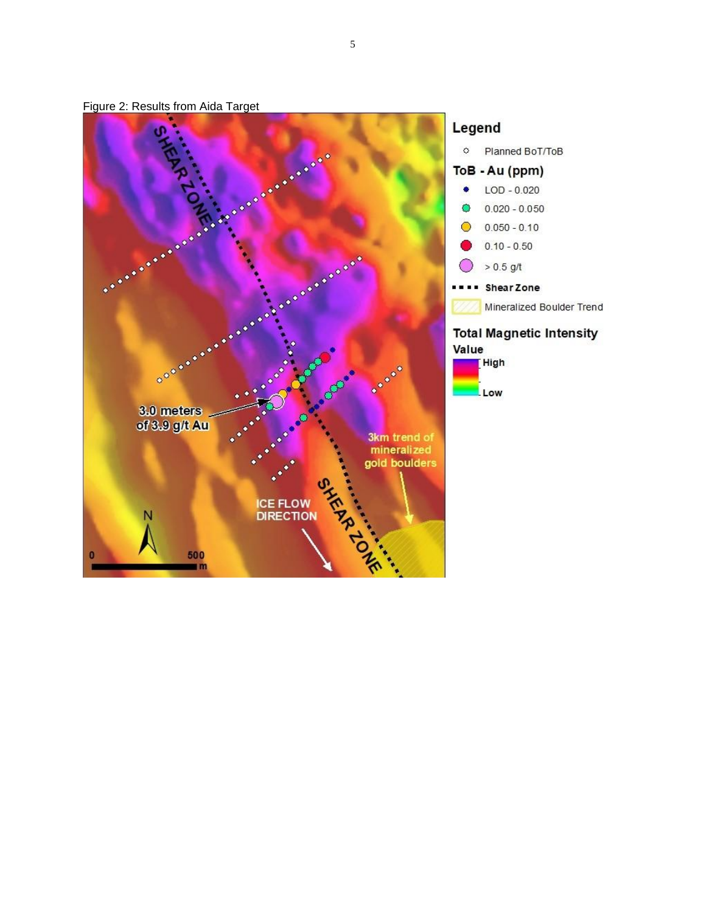Figure 2: Results from Aida Target

SHEAR ZONE

3.0 meters of 3.9 g/t Au

3km trend of mineralized gold boulders

ICE FLOW DIRECTION

SHEAR ZONE

N

0

500 m

Legend

Planned BoT/ToB

ToB - Au (ppm)

LOD - 0.020

0.020 - 0.050

0.050 - 0.10

0.10 - 0.50

> 0.5 g/t

Shear Zone

Mineralized Boulder Trend

Total Magnetic Intensity

Value

High

Low